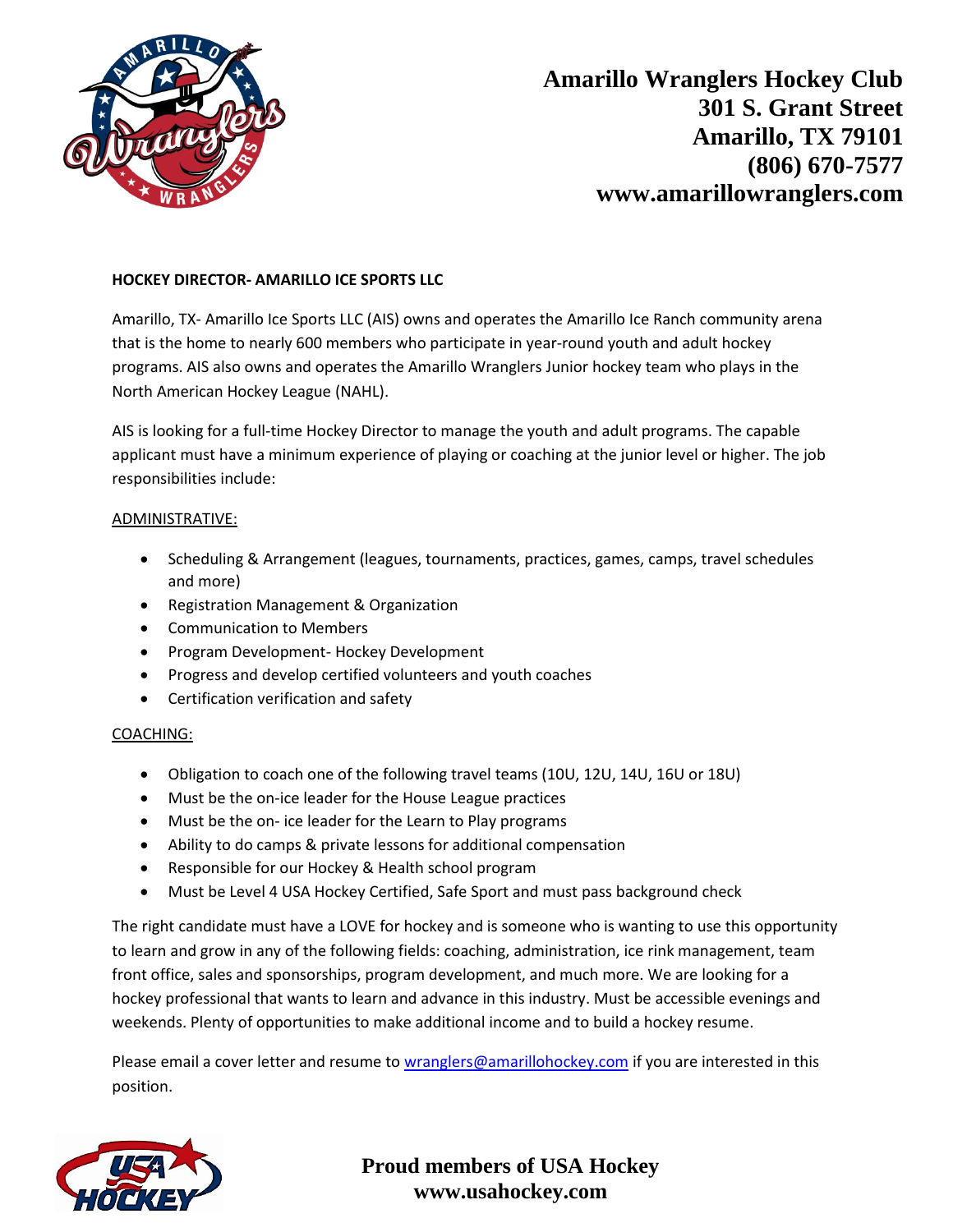**Amarillo Wranglers Hockey Club**
**301 S. Grant Street**
**Amarillo, TX 79101**
**(806) 670-7577**
**www.amarillowranglers.com**

**HOCKEY DIRECTOR- AMARILLO ICE SPORTS LLC**

Amarillo, TX- Amarillo Ice Sports LLC (AIS) owns and operates the Amarillo Ice Ranch community arena that is the home to nearly 600 members who participate in year-round youth and adult hockey programs. AIS also owns and operates the Amarillo Wranglers Junior hockey team who plays in the North American Hockey League (NAHL).

AIS is looking for a full-time Hockey Director to manage the youth and adult programs. The capable applicant must have a minimum experience of playing or coaching at the junior level or higher. The job responsibilities include:

ADMINISTRATIVE:

- Scheduling & Arrangement (leagues, tournaments, practices, games, camps, travel schedules and more)
- Registration Management & Organization
- Communication to Members
- Program Development- Hockey Development
- Progress and develop certified volunteers and youth coaches
- Certification verification and safety

COACHING:

- Obligation to coach one of the following travel teams (10U, 12U, 14U, 16U or 18U)
- Must be the on-ice leader for the House League practices
- Must be the on- ice leader for the Learn to Play programs
- Ability to do camps & private lessons for additional compensation
- Responsible for our Hockey & Health school program
- Must be Level 4 USA Hockey Certified, Safe Sport and must pass background check

The right candidate must have a LOVE for hockey and is someone who is wanting to use this opportunity to learn and grow in any of the following fields: coaching, administration, ice rink management, team front office, sales and sponsorships, program development, and much more. We are looking for a hockey professional that wants to learn and advance in this industry. Must be accessible evenings and weekends. Plenty of opportunities to make additional income and to build a hockey resume.

Please email a cover letter and resume to wranglers@amarillohockey.com if you are interested in this position.

**Proud members of USA Hockey**
**www.usahockey.com**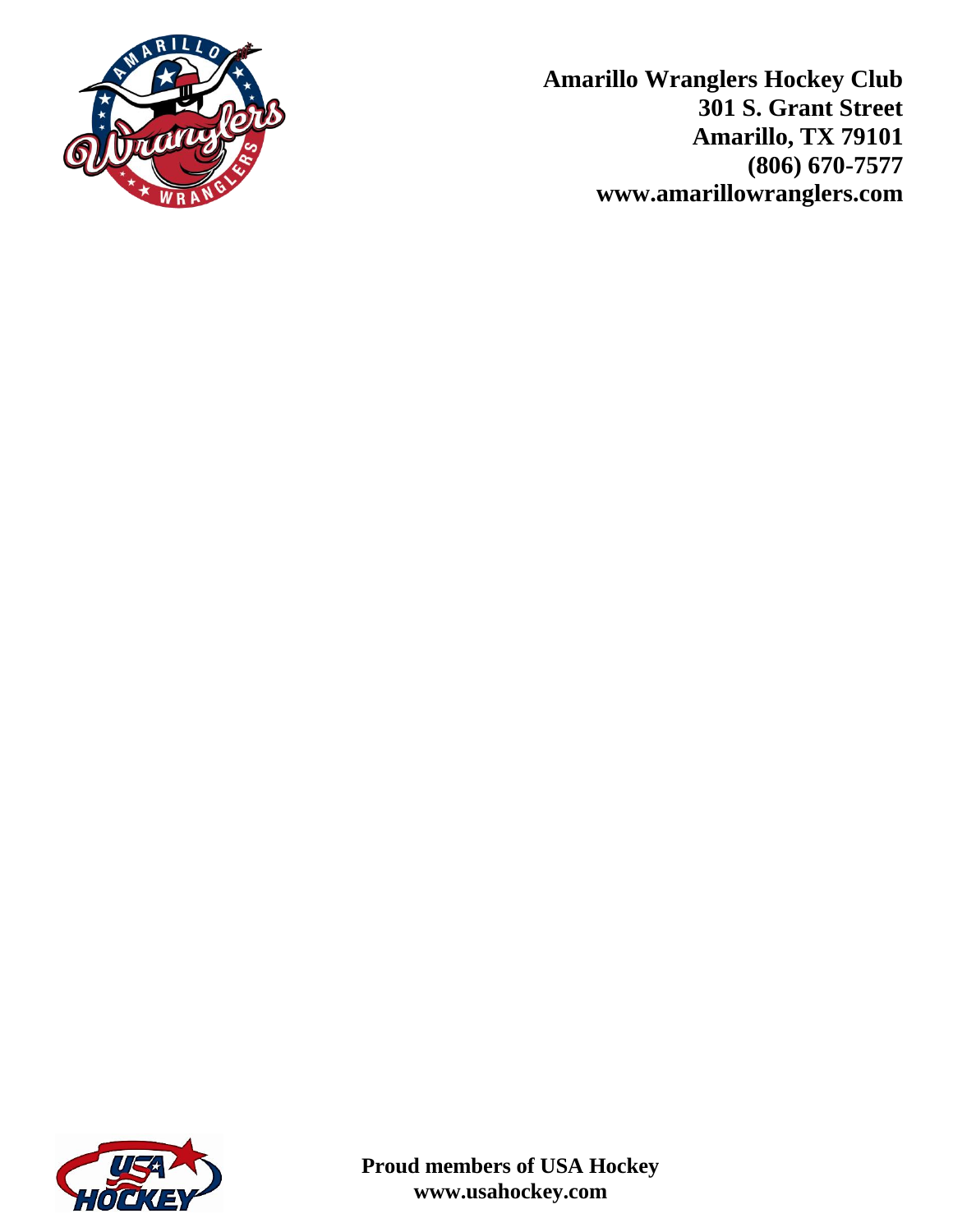**Amarillo Wranglers Hockey Club**
**301 S. Grant Street**
**Amarillo, TX 79101**
**(806) 670-7577**
**www.amarillowranglers.com**

**Proud members of USA Hockey**
**www.usahockey.com**